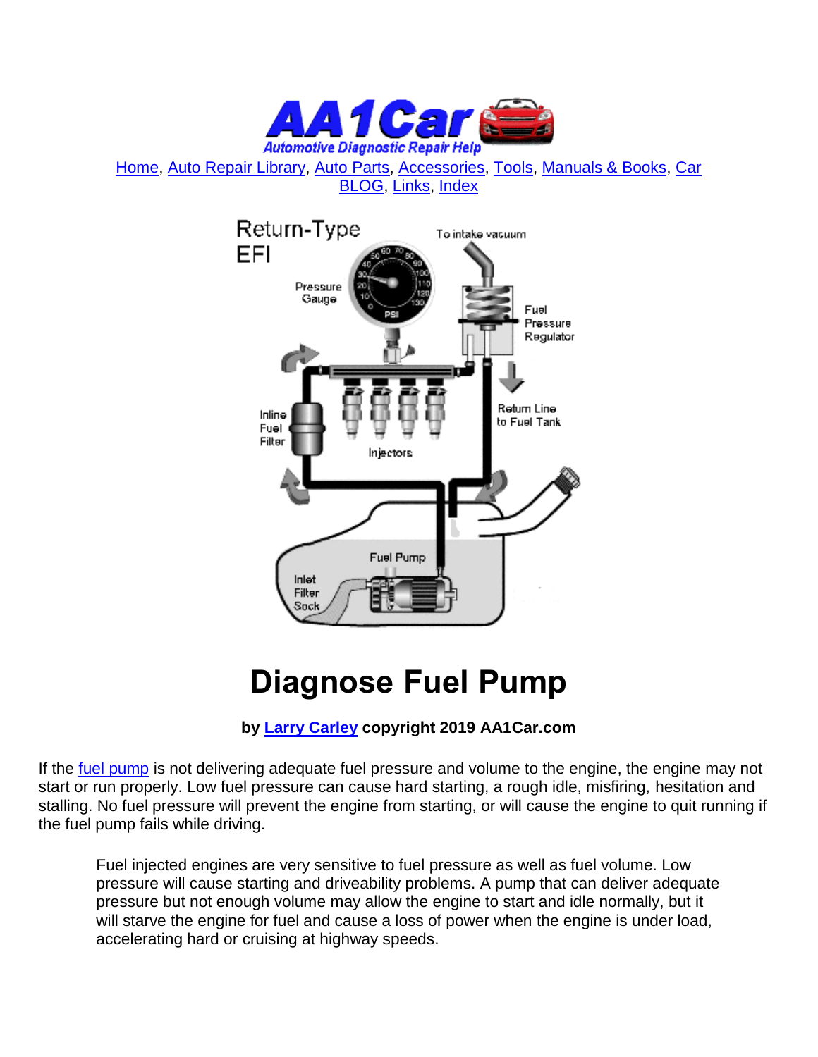Home, Auto Repair Library, Auto Parts, Accessories, Tools, Manuals & Books, Car BLOG, Links, Index

# Diagnose Fuel Pump

**by Larry Carley copyright 2019 AA1Car.com**

If the fuel pump is not delivering adequate fuel pressure and volume to the engine, the engine may not start or run properly. Low fuel pressure can cause hard starting, a rough idle, misfiring, hesitation and stalling. No fuel pressure will prevent the engine from starting, or will cause the engine to quit running if the fuel pump fails while driving.

> Fuel injected engines are very sensitive to fuel pressure as well as fuel volume. Low pressure will cause starting and driveability problems. A pump that can deliver adequate pressure but not enough volume may allow the engine to start and idle normally, but it will starve the engine for fuel and cause a loss of power when the engine is under load, accelerating hard or cruising at highway speeds.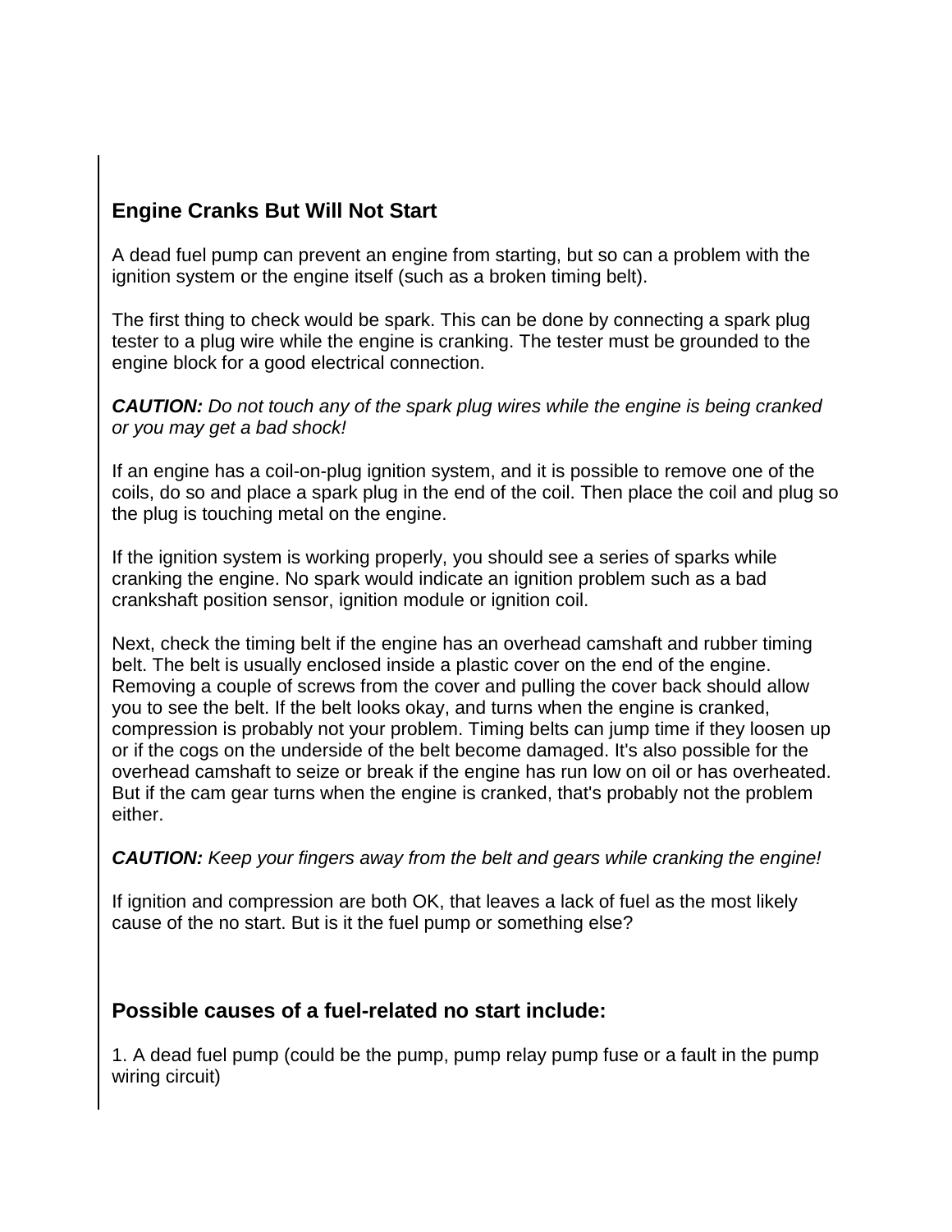## Engine Cranks But Will Not Start

A dead fuel pump can prevent an engine from starting, but so can a problem with the ignition system or the engine itself (such as a broken timing belt).

The first thing to check would be spark. This can be done by connecting a spark plug tester to a plug wire while the engine is cranking. The tester must be grounded to the engine block for a good electrical connection.

***CAUTION:*** *Do not touch any of the spark plug wires while the engine is being cranked or you may get a bad shock!*

If an engine has a coil-on-plug ignition system, and it is possible to remove one of the coils, do so and place a spark plug in the end of the coil. Then place the coil and plug so the plug is touching metal on the engine.

If the ignition system is working properly, you should see a series of sparks while cranking the engine. No spark would indicate an ignition problem such as a bad crankshaft position sensor, ignition module or ignition coil.

Next, check the timing belt if the engine has an overhead camshaft and rubber timing belt. The belt is usually enclosed inside a plastic cover on the end of the engine. Removing a couple of screws from the cover and pulling the cover back should allow you to see the belt. If the belt looks okay, and turns when the engine is cranked, compression is probably not your problem. Timing belts can jump time if they loosen up or if the cogs on the underside of the belt become damaged. It's also possible for the overhead camshaft to seize or break if the engine has run low on oil or has overheated. But if the cam gear turns when the engine is cranked, that's probably not the problem either.

***CAUTION:*** *Keep your fingers away from the belt and gears while cranking the engine!*

If ignition and compression are both OK, that leaves a lack of fuel as the most likely cause of the no start. But is it the fuel pump or something else?

## Possible causes of a fuel-related no start include:

1. A dead fuel pump (could be the pump, pump relay pump fuse or a fault in the pump wiring circuit)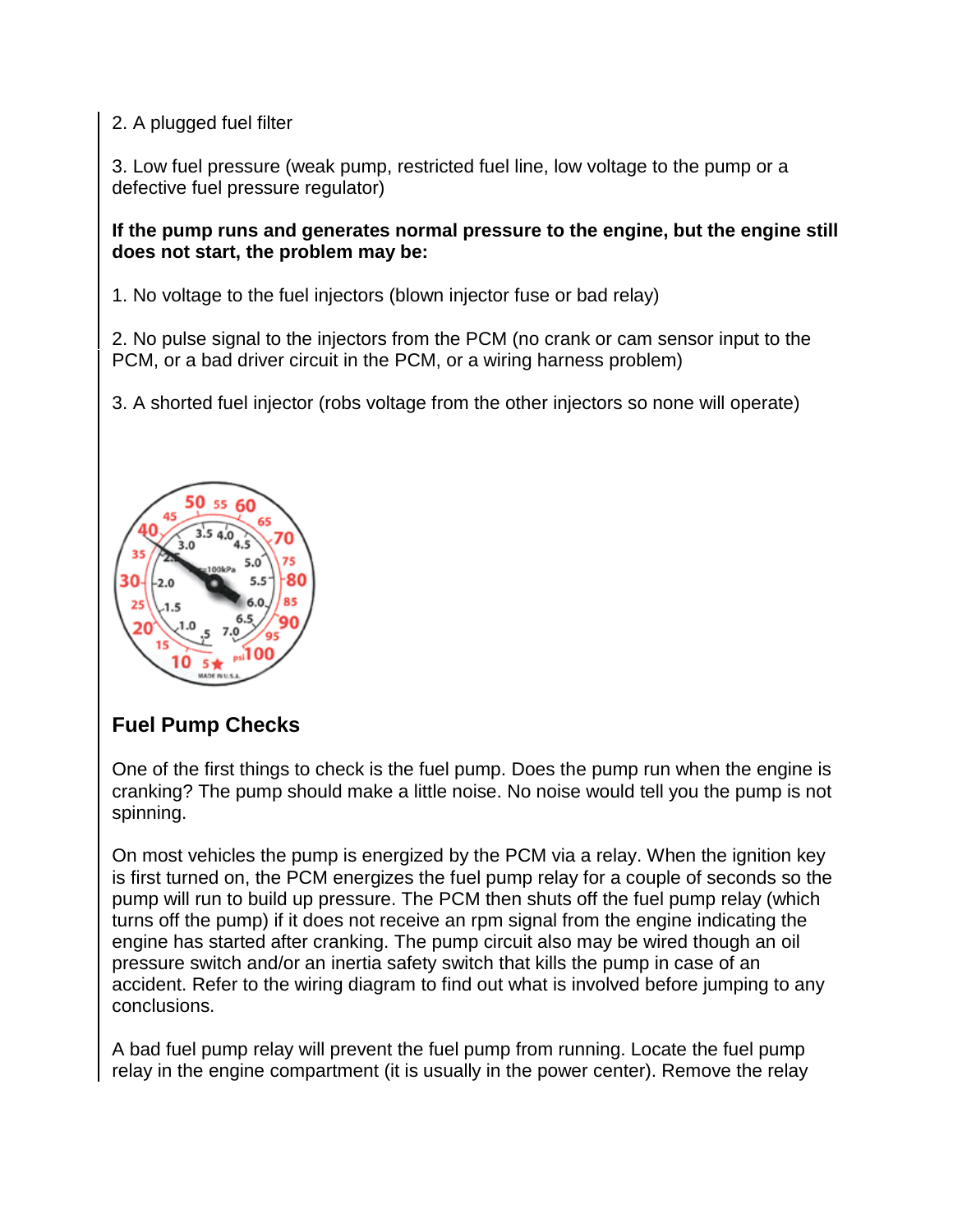2. A plugged fuel filter

3. Low fuel pressure (weak pump, restricted fuel line, low voltage to the pump or a defective fuel pressure regulator)

**If the pump runs and generates normal pressure to the engine, but the engine still does not start, the problem may be:**

1. No voltage to the fuel injectors (blown injector fuse or bad relay)

2. No pulse signal to the injectors from the PCM (no crank or cam sensor input to the PCM, or a bad driver circuit in the PCM, or a wiring harness problem)

3. A shorted fuel injector (robs voltage from the other injectors so none will operate)

## Fuel Pump Checks

One of the first things to check is the fuel pump. Does the pump run when the engine is cranking? The pump should make a little noise. No noise would tell you the pump is not spinning.

On most vehicles the pump is energized by the PCM via a relay. When the ignition key is first turned on, the PCM energizes the fuel pump relay for a couple of seconds so the pump will run to build up pressure. The PCM then shuts off the fuel pump relay (which turns off the pump) if it does not receive an rpm signal from the engine indicating the engine has started after cranking. The pump circuit also may be wired though an oil pressure switch and/or an inertia safety switch that kills the pump in case of an accident. Refer to the wiring diagram to find out what is involved before jumping to any conclusions.

A bad fuel pump relay will prevent the fuel pump from running. Locate the fuel pump relay in the engine compartment (it is usually in the power center). Remove the relay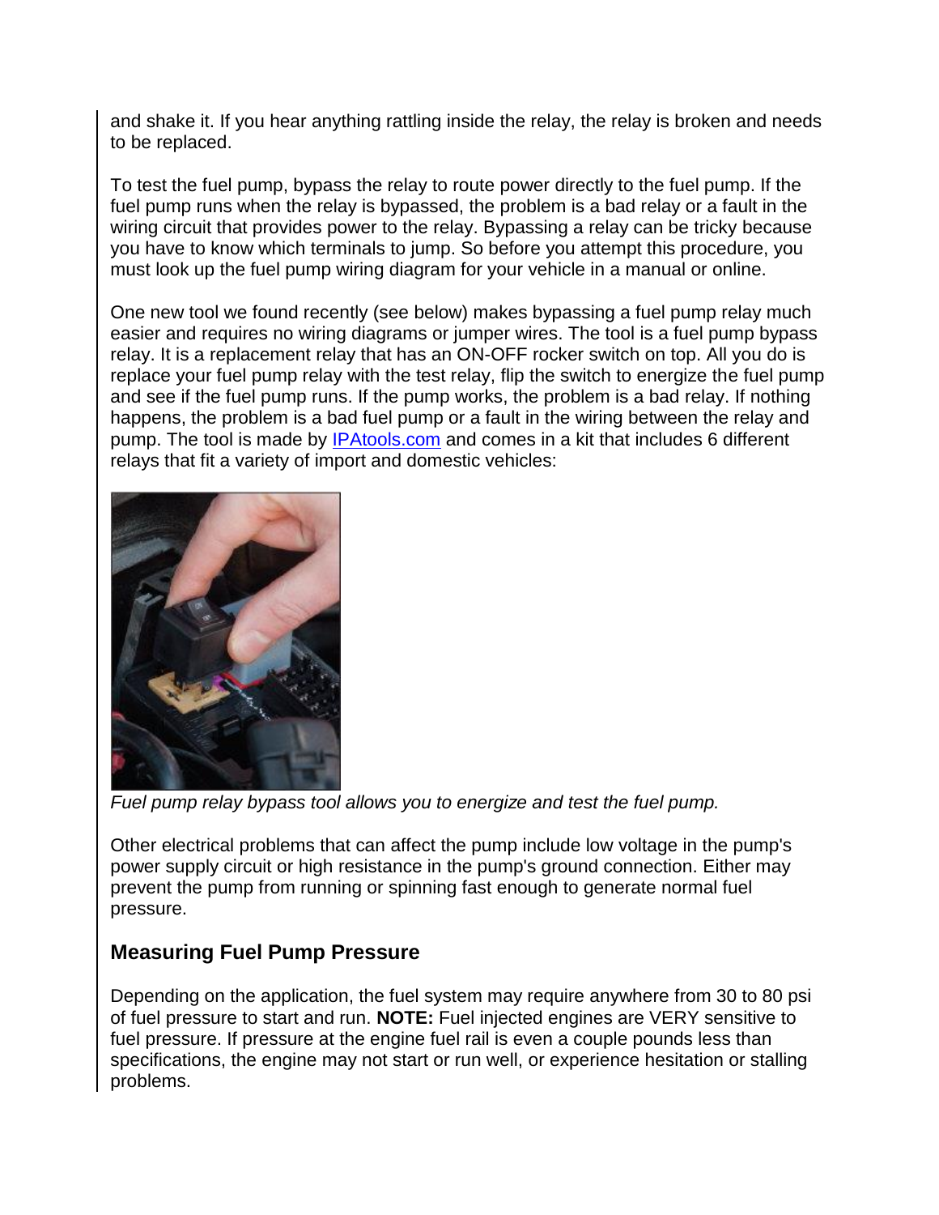and shake it. If you hear anything rattling inside the relay, the relay is broken and needs to be replaced.

To test the fuel pump, bypass the relay to route power directly to the fuel pump. If the fuel pump runs when the relay is bypassed, the problem is a bad relay or a fault in the wiring circuit that provides power to the relay. Bypassing a relay can be tricky because you have to know which terminals to jump. So before you attempt this procedure, you must look up the fuel pump wiring diagram for your vehicle in a manual or online.

One new tool we found recently (see below) makes bypassing a fuel pump relay much easier and requires no wiring diagrams or jumper wires. The tool is a fuel pump bypass relay. It is a replacement relay that has an ON-OFF rocker switch on top. All you do is replace your fuel pump relay with the test relay, flip the switch to energize the fuel pump and see if the fuel pump runs. If the pump works, the problem is a bad relay. If nothing happens, the problem is a bad fuel pump or a fault in the wiring between the relay and pump. The tool is made by IPAtools.com and comes in a kit that includes 6 different relays that fit a variety of import and domestic vehicles:

*Fuel pump relay bypass tool allows you to energize and test the fuel pump.*

Other electrical problems that can affect the pump include low voltage in the pump's power supply circuit or high resistance in the pump's ground connection. Either may prevent the pump from running or spinning fast enough to generate normal fuel pressure.

## Measuring Fuel Pump Pressure

Depending on the application, the fuel system may require anywhere from 30 to 80 psi of fuel pressure to start and run. **NOTE:** Fuel injected engines are VERY sensitive to fuel pressure. If pressure at the engine fuel rail is even a couple pounds less than specifications, the engine may not start or run well, or experience hesitation or stalling problems.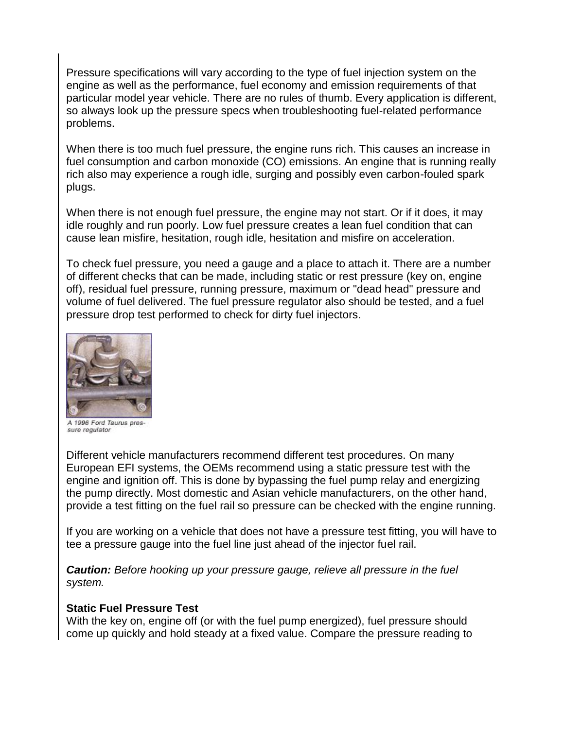Pressure specifications will vary according to the type of fuel injection system on the engine as well as the performance, fuel economy and emission requirements of that particular model year vehicle. There are no rules of thumb. Every application is different, so always look up the pressure specs when troubleshooting fuel-related performance problems.

When there is too much fuel pressure, the engine runs rich. This causes an increase in fuel consumption and carbon monoxide (CO) emissions. An engine that is running really rich also may experience a rough idle, surging and possibly even carbon-fouled spark plugs.

When there is not enough fuel pressure, the engine may not start. Or if it does, it may idle roughly and run poorly. Low fuel pressure creates a lean fuel condition that can cause lean misfire, hesitation, rough idle, hesitation and misfire on acceleration.

To check fuel pressure, you need a gauge and a place to attach it. There are a number of different checks that can be made, including static or rest pressure (key on, engine off), residual fuel pressure, running pressure, maximum or "dead head" pressure and volume of fuel delivered. The fuel pressure regulator also should be tested, and a fuel pressure drop test performed to check for dirty fuel injectors.

A 1996 Ford Taurus pressure regulator

Different vehicle manufacturers recommend different test procedures. On many European EFI systems, the OEMs recommend using a static pressure test with the engine and ignition off. This is done by bypassing the fuel pump relay and energizing the pump directly. Most domestic and Asian vehicle manufacturers, on the other hand, provide a test fitting on the fuel rail so pressure can be checked with the engine running.

If you are working on a vehicle that does not have a pressure test fitting, you will have to tee a pressure gauge into the fuel line just ahead of the injector fuel rail.

***Caution:*** *Before hooking up your pressure gauge, relieve all pressure in the fuel system.*

**Static Fuel Pressure Test**

With the key on, engine off (or with the fuel pump energized), fuel pressure should come up quickly and hold steady at a fixed value. Compare the pressure reading to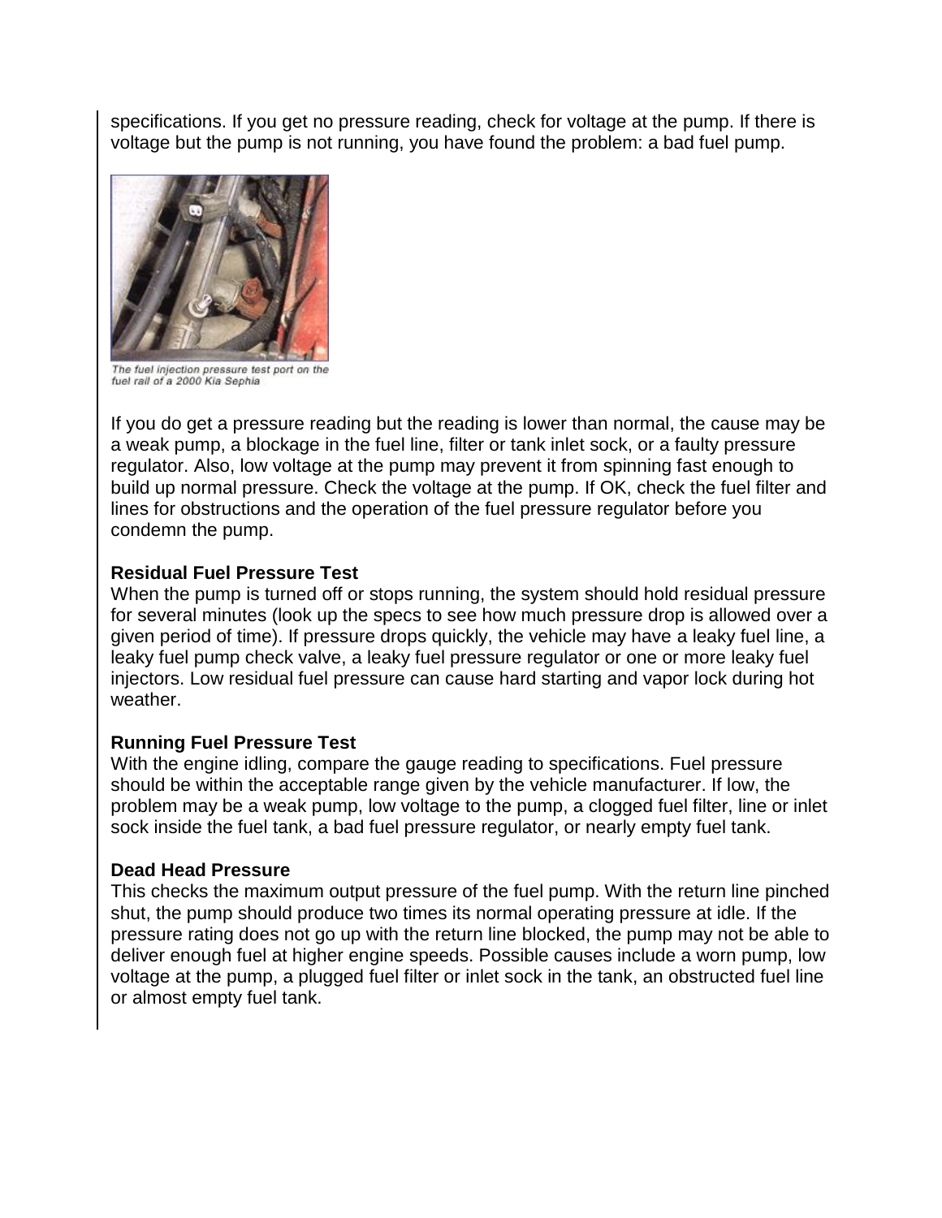specifications. If you get no pressure reading, check for voltage at the pump. If there is voltage but the pump is not running, you have found the problem: a bad fuel pump.

The fuel injection pressure test port on the fuel rail of a 2000 Kia Sephia

If you do get a pressure reading but the reading is lower than normal, the cause may be a weak pump, a blockage in the fuel line, filter or tank inlet sock, or a faulty pressure regulator. Also, low voltage at the pump may prevent it from spinning fast enough to build up normal pressure. Check the voltage at the pump. If OK, check the fuel filter and lines for obstructions and the operation of the fuel pressure regulator before you condemn the pump.

**Residual Fuel Pressure Test**

When the pump is turned off or stops running, the system should hold residual pressure for several minutes (look up the specs to see how much pressure drop is allowed over a given period of time). If pressure drops quickly, the vehicle may have a leaky fuel line, a leaky fuel pump check valve, a leaky fuel pressure regulator or one or more leaky fuel injectors. Low residual fuel pressure can cause hard starting and vapor lock during hot weather.

**Running Fuel Pressure Test**

With the engine idling, compare the gauge reading to specifications. Fuel pressure should be within the acceptable range given by the vehicle manufacturer. If low, the problem may be a weak pump, low voltage to the pump, a clogged fuel filter, line or inlet sock inside the fuel tank, a bad fuel pressure regulator, or nearly empty fuel tank.

**Dead Head Pressure**

This checks the maximum output pressure of the fuel pump. With the return line pinched shut, the pump should produce two times its normal operating pressure at idle. If the pressure rating does not go up with the return line blocked, the pump may not be able to deliver enough fuel at higher engine speeds. Possible causes include a worn pump, low voltage at the pump, a plugged fuel filter or inlet sock in the tank, an obstructed fuel line or almost empty fuel tank.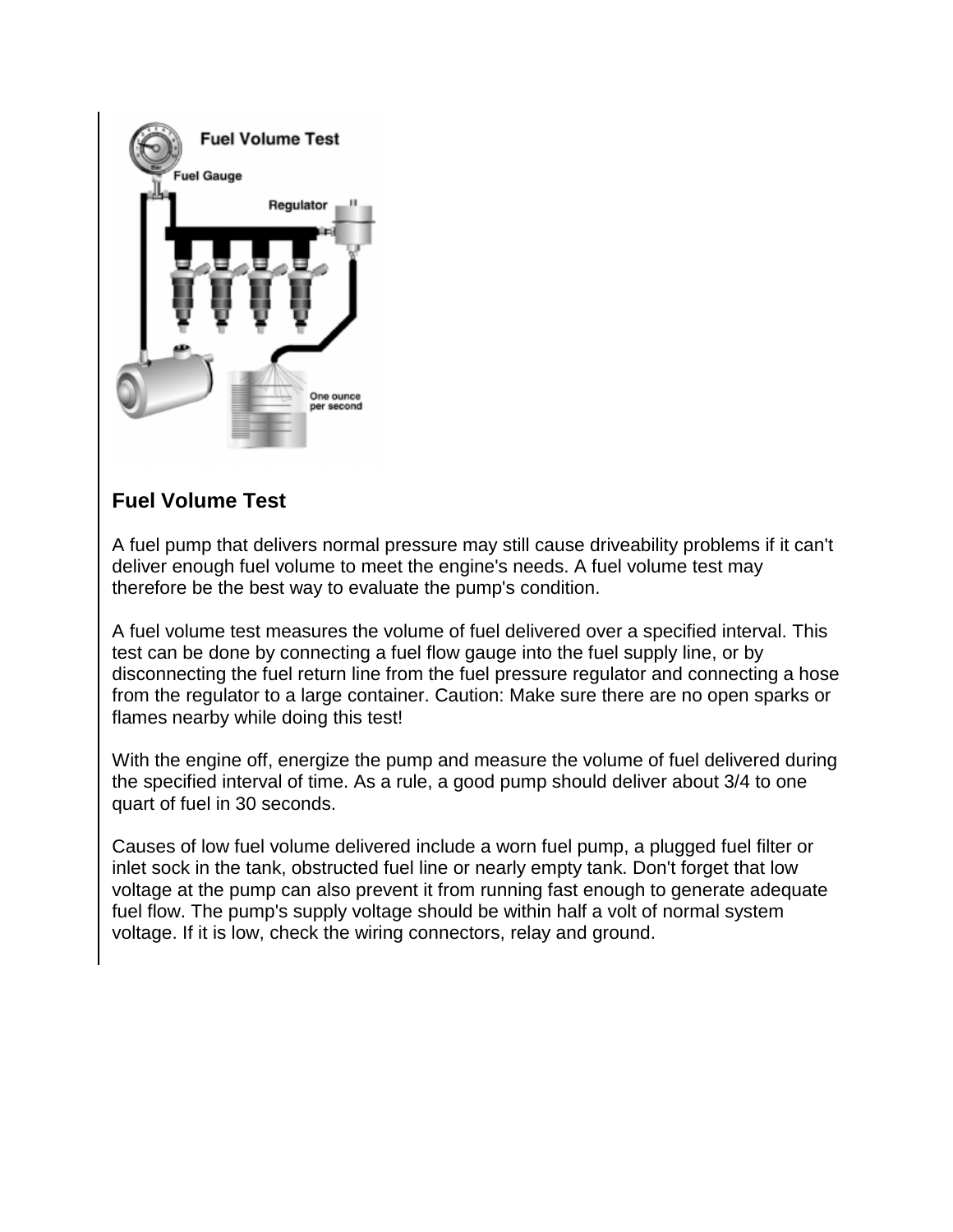## Fuel Volume Test

A fuel pump that delivers normal pressure may still cause driveability problems if it can't deliver enough fuel volume to meet the engine's needs. A fuel volume test may therefore be the best way to evaluate the pump's condition.

A fuel volume test measures the volume of fuel delivered over a specified interval. This test can be done by connecting a fuel flow gauge into the fuel supply line, or by disconnecting the fuel return line from the fuel pressure regulator and connecting a hose from the regulator to a large container. Caution: Make sure there are no open sparks or flames nearby while doing this test!

With the engine off, energize the pump and measure the volume of fuel delivered during the specified interval of time. As a rule, a good pump should deliver about 3/4 to one quart of fuel in 30 seconds.

Causes of low fuel volume delivered include a worn fuel pump, a plugged fuel filter or inlet sock in the tank, obstructed fuel line or nearly empty tank. Don't forget that low voltage at the pump can also prevent it from running fast enough to generate adequate fuel flow. The pump's supply voltage should be within half a volt of normal system voltage. If it is low, check the wiring connectors, relay and ground.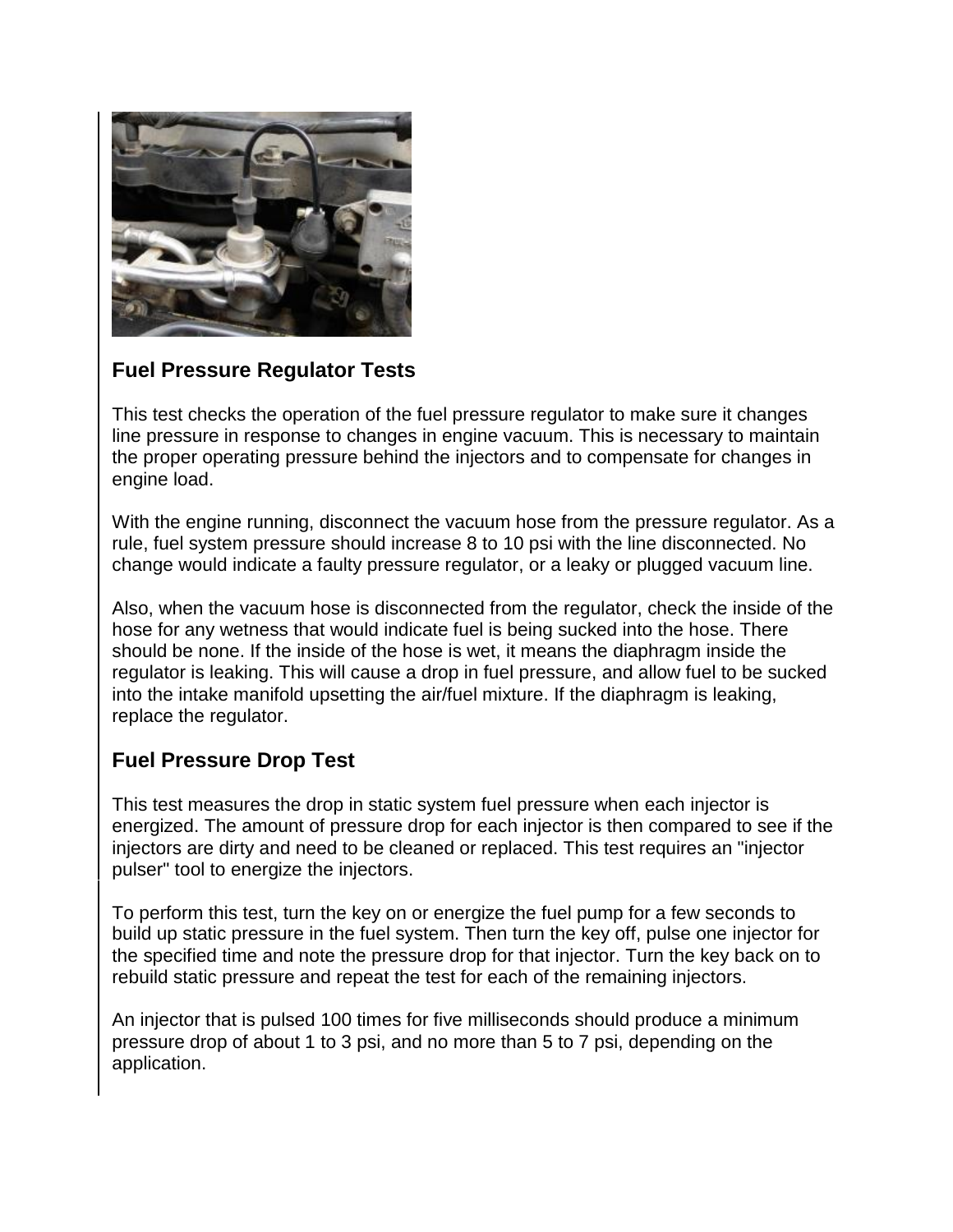## Fuel Pressure Regulator Tests

This test checks the operation of the fuel pressure regulator to make sure it changes line pressure in response to changes in engine vacuum. This is necessary to maintain the proper operating pressure behind the injectors and to compensate for changes in engine load.

With the engine running, disconnect the vacuum hose from the pressure regulator. As a rule, fuel system pressure should increase 8 to 10 psi with the line disconnected. No change would indicate a faulty pressure regulator, or a leaky or plugged vacuum line.

Also, when the vacuum hose is disconnected from the regulator, check the inside of the hose for any wetness that would indicate fuel is being sucked into the hose. There should be none. If the inside of the hose is wet, it means the diaphragm inside the regulator is leaking. This will cause a drop in fuel pressure, and allow fuel to be sucked into the intake manifold upsetting the air/fuel mixture. If the diaphragm is leaking, replace the regulator.

## Fuel Pressure Drop Test

This test measures the drop in static system fuel pressure when each injector is energized. The amount of pressure drop for each injector is then compared to see if the injectors are dirty and need to be cleaned or replaced. This test requires an "injector pulser" tool to energize the injectors.

To perform this test, turn the key on or energize the fuel pump for a few seconds to build up static pressure in the fuel system. Then turn the key off, pulse one injector for the specified time and note the pressure drop for that injector. Turn the key back on to rebuild static pressure and repeat the test for each of the remaining injectors.

An injector that is pulsed 100 times for five milliseconds should produce a minimum pressure drop of about 1 to 3 psi, and no more than 5 to 7 psi, depending on the application.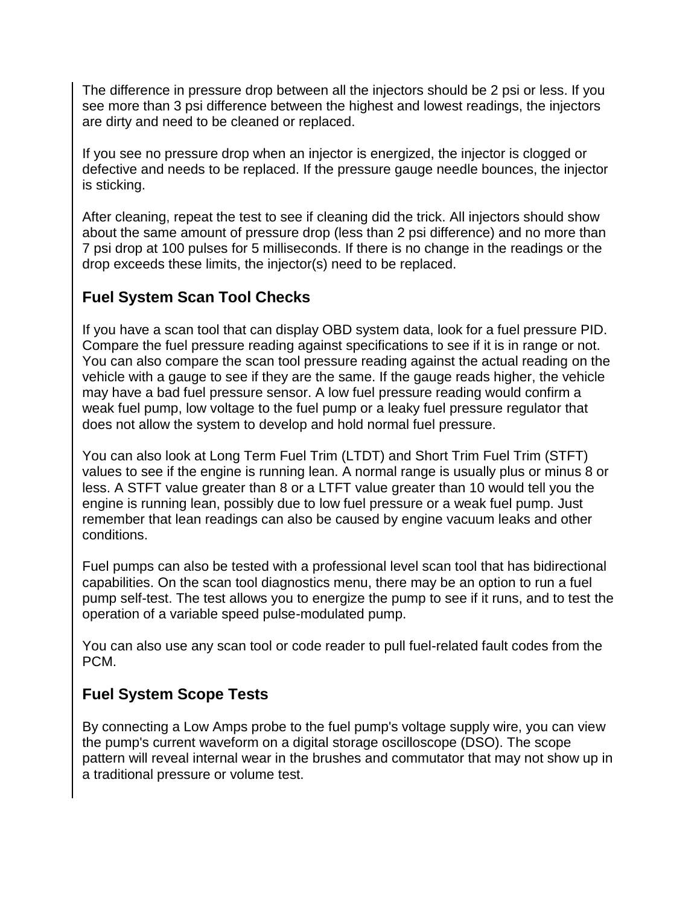The difference in pressure drop between all the injectors should be 2 psi or less. If you see more than 3 psi difference between the highest and lowest readings, the injectors are dirty and need to be cleaned or replaced.

If you see no pressure drop when an injector is energized, the injector is clogged or defective and needs to be replaced. If the pressure gauge needle bounces, the injector is sticking.

After cleaning, repeat the test to see if cleaning did the trick. All injectors should show about the same amount of pressure drop (less than 2 psi difference) and no more than 7 psi drop at 100 pulses for 5 milliseconds. If there is no change in the readings or the drop exceeds these limits, the injector(s) need to be replaced.

## Fuel System Scan Tool Checks

If you have a scan tool that can display OBD system data, look for a fuel pressure PID. Compare the fuel pressure reading against specifications to see if it is in range or not. You can also compare the scan tool pressure reading against the actual reading on the vehicle with a gauge to see if they are the same. If the gauge reads higher, the vehicle may have a bad fuel pressure sensor. A low fuel pressure reading would confirm a weak fuel pump, low voltage to the fuel pump or a leaky fuel pressure regulator that does not allow the system to develop and hold normal fuel pressure.

You can also look at Long Term Fuel Trim (LTDT) and Short Trim Fuel Trim (STFT) values to see if the engine is running lean. A normal range is usually plus or minus 8 or less. A STFT value greater than 8 or a LTFT value greater than 10 would tell you the engine is running lean, possibly due to low fuel pressure or a weak fuel pump. Just remember that lean readings can also be caused by engine vacuum leaks and other conditions.

Fuel pumps can also be tested with a professional level scan tool that has bidirectional capabilities. On the scan tool diagnostics menu, there may be an option to run a fuel pump self-test. The test allows you to energize the pump to see if it runs, and to test the operation of a variable speed pulse-modulated pump.

You can also use any scan tool or code reader to pull fuel-related fault codes from the PCM.

## Fuel System Scope Tests

By connecting a Low Amps probe to the fuel pump's voltage supply wire, you can view the pump's current waveform on a digital storage oscilloscope (DSO). The scope pattern will reveal internal wear in the brushes and commutator that may not show up in a traditional pressure or volume test.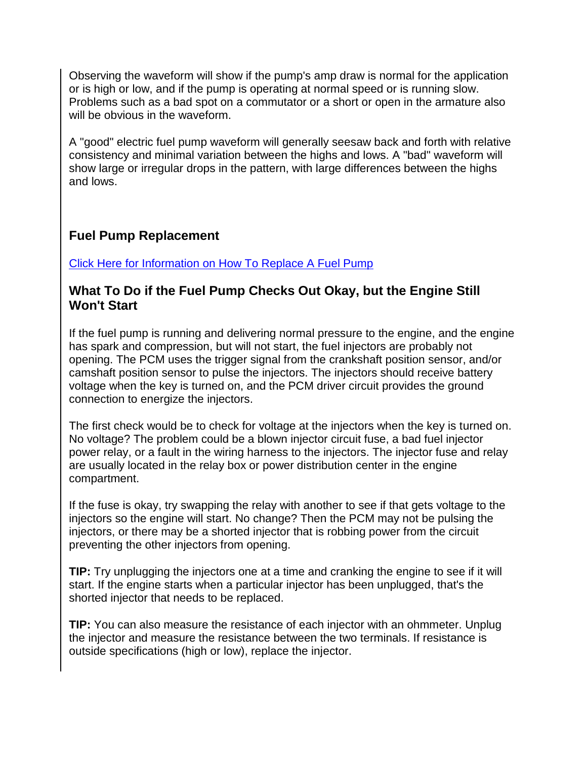Observing the waveform will show if the pump's amp draw is normal for the application or is high or low, and if the pump is operating at normal speed or is running slow. Problems such as a bad spot on a commutator or a short or open in the armature also will be obvious in the waveform.

A "good" electric fuel pump waveform will generally seesaw back and forth with relative consistency and minimal variation between the highs and lows. A "bad" waveform will show large or irregular drops in the pattern, with large differences between the highs and lows.

## Fuel Pump Replacement

Click Here for Information on How To Replace A Fuel Pump

## What To Do if the Fuel Pump Checks Out Okay, but the Engine Still Won't Start

If the fuel pump is running and delivering normal pressure to the engine, and the engine has spark and compression, but will not start, the fuel injectors are probably not opening. The PCM uses the trigger signal from the crankshaft position sensor, and/or camshaft position sensor to pulse the injectors. The injectors should receive battery voltage when the key is turned on, and the PCM driver circuit provides the ground connection to energize the injectors.

The first check would be to check for voltage at the injectors when the key is turned on. No voltage? The problem could be a blown injector circuit fuse, a bad fuel injector power relay, or a fault in the wiring harness to the injectors. The injector fuse and relay are usually located in the relay box or power distribution center in the engine compartment.

If the fuse is okay, try swapping the relay with another to see if that gets voltage to the injectors so the engine will start. No change? Then the PCM may not be pulsing the injectors, or there may be a shorted injector that is robbing power from the circuit preventing the other injectors from opening.

**TIP:** Try unplugging the injectors one at a time and cranking the engine to see if it will start. If the engine starts when a particular injector has been unplugged, that's the shorted injector that needs to be replaced.

**TIP:** You can also measure the resistance of each injector with an ohmmeter. Unplug the injector and measure the resistance between the two terminals. If resistance is outside specifications (high or low), replace the injector.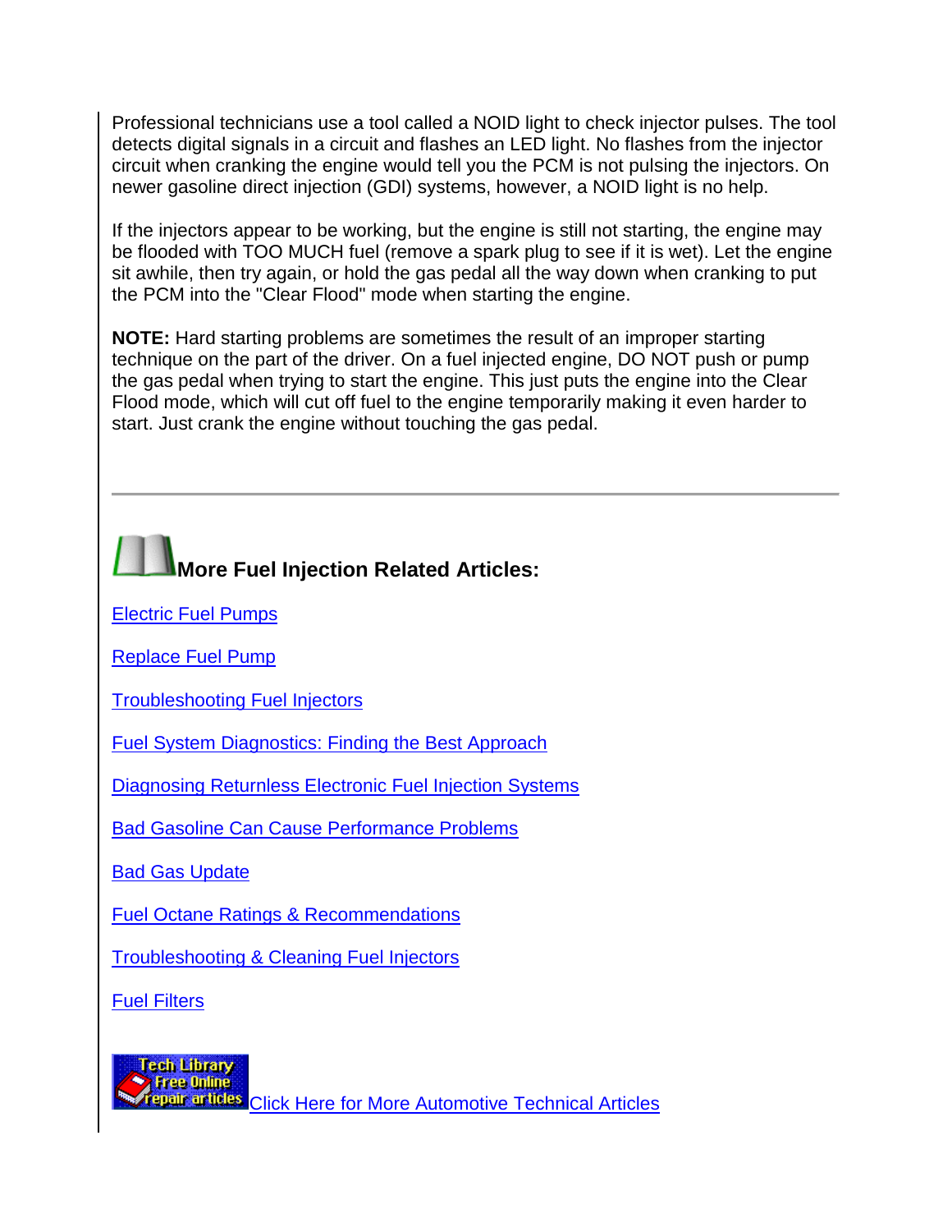Professional technicians use a tool called a NOID light to check injector pulses. The tool detects digital signals in a circuit and flashes an LED light. No flashes from the injector circuit when cranking the engine would tell you the PCM is not pulsing the injectors. On newer gasoline direct injection (GDI) systems, however, a NOID light is no help.

If the injectors appear to be working, but the engine is still not starting, the engine may be flooded with TOO MUCH fuel (remove a spark plug to see if it is wet). Let the engine sit awhile, then try again, or hold the gas pedal all the way down when cranking to put the PCM into the "Clear Flood" mode when starting the engine.

**NOTE:** Hard starting problems are sometimes the result of an improper starting technique on the part of the driver. On a fuel injected engine, DO NOT push or pump the gas pedal when trying to start the engine. This just puts the engine into the Clear Flood mode, which will cut off fuel to the engine temporarily making it even harder to start. Just crank the engine without touching the gas pedal.

---

## More Fuel Injection Related Articles:

Electric Fuel Pumps

Replace Fuel Pump

Troubleshooting Fuel Injectors

Fuel System Diagnostics: Finding the Best Approach

Diagnosing Returnless Electronic Fuel Injection Systems

Bad Gasoline Can Cause Performance Problems

Bad Gas Update

Fuel Octane Ratings & Recommendations

Troubleshooting & Cleaning Fuel Injectors

Fuel Filters

Tech Library Free Online repair articles Click Here for More Automotive Technical Articles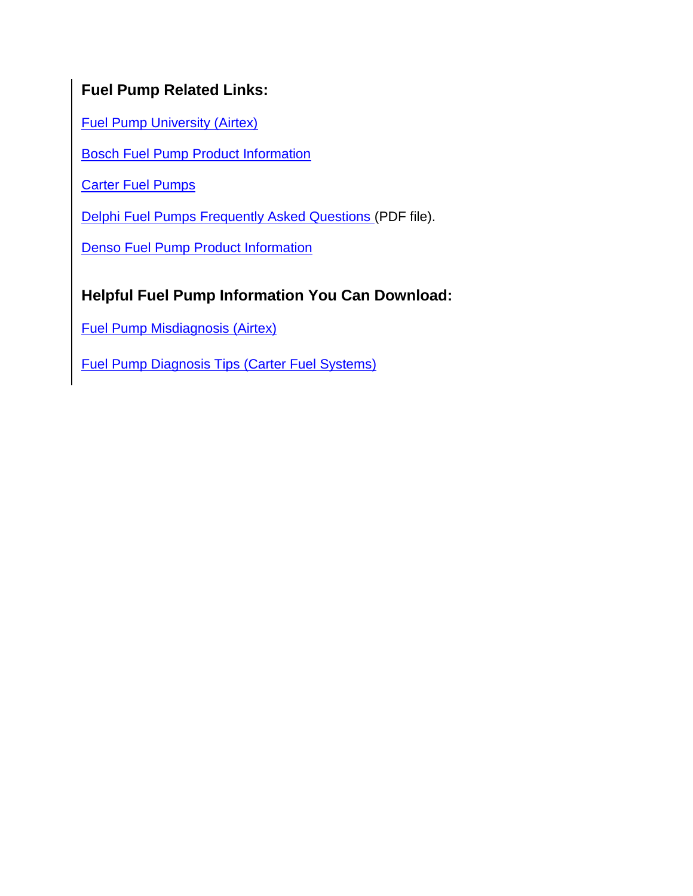## Fuel Pump Related Links:

Fuel Pump University (Airtex)

Bosch Fuel Pump Product Information

Carter Fuel Pumps

Delphi Fuel Pumps Frequently Asked Questions (PDF file).

Denso Fuel Pump Product Information

## Helpful Fuel Pump Information You Can Download:

Fuel Pump Misdiagnosis (Airtex)

Fuel Pump Diagnosis Tips (Carter Fuel Systems)